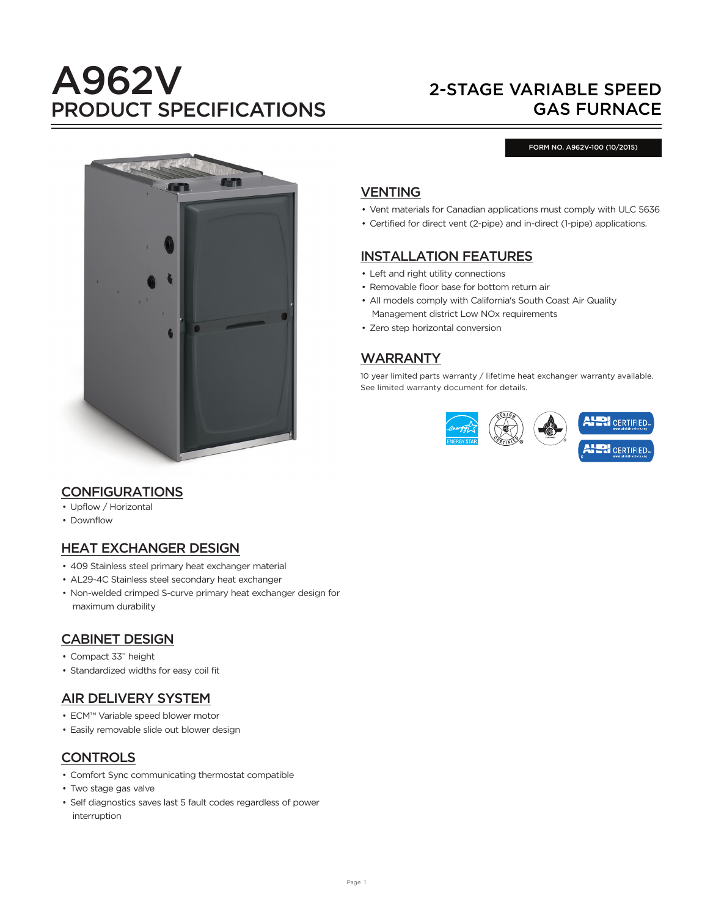# A962V
## PRODUCT SPECIFICATIONS

## 2-STAGE VARIABLE SPEED GAS FURNACE

FORM NO. A962V-100 (10/2015)

## VENTING

- Vent materials for Canadian applications must comply with ULC 5636
- Certified for direct vent (2-pipe) and in-direct (1-pipe) applications.

## INSTALLATION FEATURES

- Left and right utility connections
- Removable floor base for bottom return air
- All models comply with California's South Coast Air Quality Management district Low NOx requirements
- Zero step horizontal conversion

## WARRANTY

10 year limited parts warranty / lifetime heat exchanger warranty available. See limited warranty document for details.

## CONFIGURATIONS

- Upflow / Horizontal
- Downflow

## HEAT EXCHANGER DESIGN

- 409 Stainless steel primary heat exchanger material
- AL29-4C Stainless steel secondary heat exchanger
- Non-welded crimped S-curve primary heat exchanger design for maximum durability

## CABINET DESIGN

- Compact 33" height
- Standardized widths for easy coil fit

## AIR DELIVERY SYSTEM

- ECM™ Variable speed blower motor
- Easily removable slide out blower design

## CONTROLS

- Comfort Sync communicating thermostat compatible
- Two stage gas valve
- Self diagnostics saves last 5 fault codes regardless of power interruption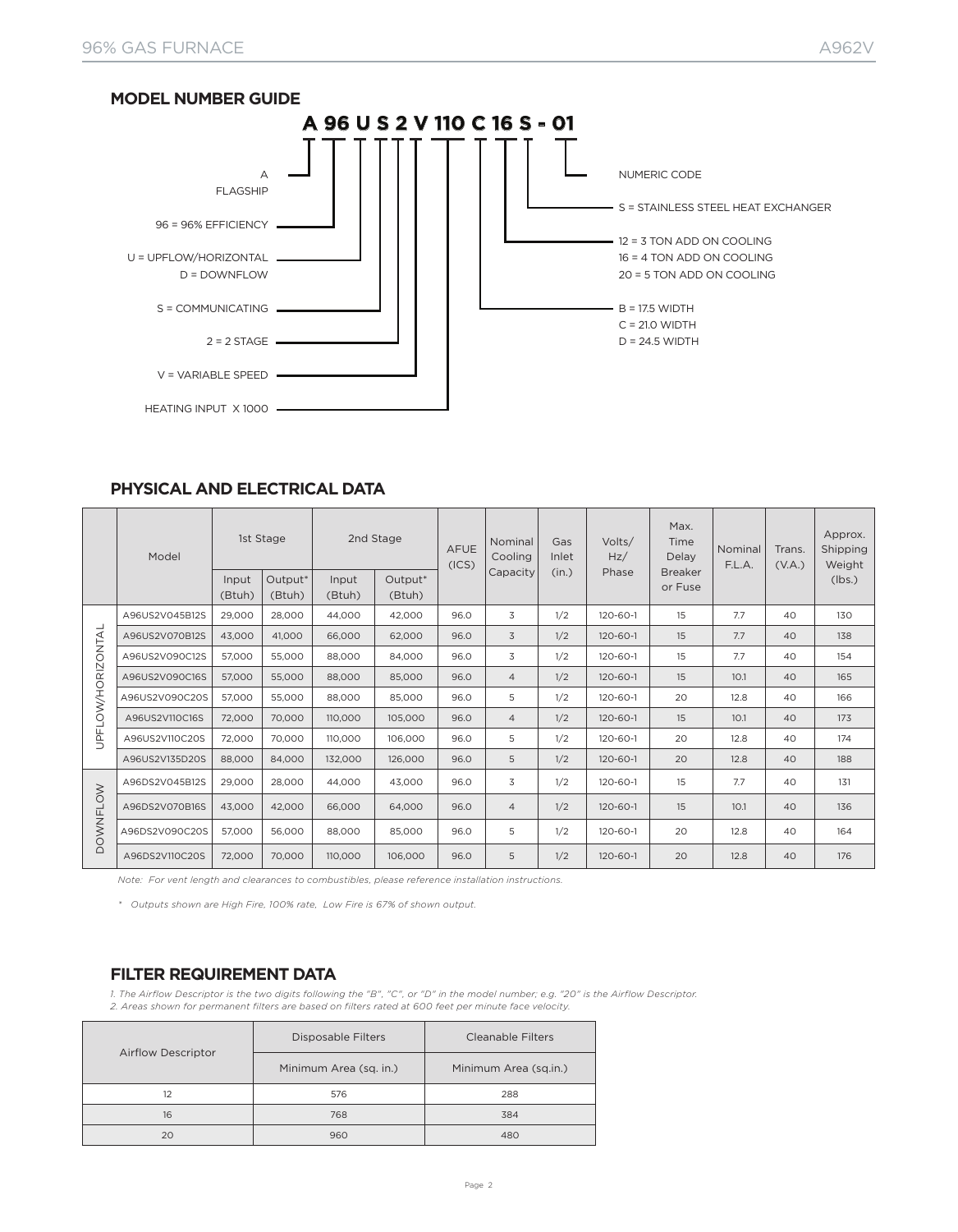## MODEL NUMBER GUIDE

**A 96 U S 2 V 110 C 16 S - 01**

- A = FLAGSHIP
- 96 = 96% EFFICIENCY
- U = UPFLOW/HORIZONTAL, D = DOWNFLOW
- S = COMMUNICATING
- 2 = 2 STAGE
- V = VARIABLE SPEED
- HEATING INPUT X 1000
- B = 17.5 WIDTH, C = 21.0 WIDTH, D = 24.5 WIDTH
- 12 = 3 TON ADD ON COOLING, 16 = 4 TON ADD ON COOLING, 20 = 5 TON ADD ON COOLING
- S = STAINLESS STEEL HEAT EXCHANGER
- NUMERIC CODE

## PHYSICAL AND ELECTRICAL DATA

| | Model | 1st Stage | | 2nd Stage | | AFUE (ICS) | Nominal Cooling Capacity | Gas Inlet (in.) | Volts/ Hz/ Phase | Max. Time Delay Breaker or Fuse | Nominal F.L.A. | Trans. (V.A.) | Approx. Shipping Weight (lbs.) |
|---|---|---|---|---|---|---|---|---|---|---|---|---|---|
| | | Input (Btuh) | Output* (Btuh) | Input (Btuh) | Output* (Btuh) | | | | | | | | |
| UPFLOW/HORIZONTAL | A96US2V045B12S | 29,000 | 28,000 | 44,000 | 42,000 | 96.0 | 3 | 1/2 | 120-60-1 | 15 | 7.7 | 40 | 130 |
| | A96US2V070B12S | 43,000 | 41,000 | 66,000 | 62,000 | 96.0 | 3 | 1/2 | 120-60-1 | 15 | 7.7 | 40 | 138 |
| | A96US2V090C12S | 57,000 | 55,000 | 88,000 | 84,000 | 96.0 | 3 | 1/2 | 120-60-1 | 15 | 7.7 | 40 | 154 |
| | A96US2V090C16S | 57,000 | 55,000 | 88,000 | 85,000 | 96.0 | 4 | 1/2 | 120-60-1 | 15 | 10.1 | 40 | 165 |
| | A96US2V090C20S | 57,000 | 55,000 | 88,000 | 85,000 | 96.0 | 5 | 1/2 | 120-60-1 | 20 | 12.8 | 40 | 166 |
| | A96US2V110C16S | 72,000 | 70,000 | 110,000 | 105,000 | 96.0 | 4 | 1/2 | 120-60-1 | 15 | 10.1 | 40 | 173 |
| | A96US2V110C20S | 72,000 | 70,000 | 110,000 | 106,000 | 96.0 | 5 | 1/2 | 120-60-1 | 20 | 12.8 | 40 | 174 |
| | A96US2V135D20S | 88,000 | 84,000 | 132,000 | 126,000 | 96.0 | 5 | 1/2 | 120-60-1 | 20 | 12.8 | 40 | 188 |
| DOWNFLOW | A96DS2V045B12S | 29,000 | 28,000 | 44,000 | 43,000 | 96.0 | 3 | 1/2 | 120-60-1 | 15 | 7.7 | 40 | 131 |
| | A96DS2V070B16S | 43,000 | 42,000 | 66,000 | 64,000 | 96.0 | 4 | 1/2 | 120-60-1 | 15 | 10.1 | 40 | 136 |
| | A96DS2V090C20S | 57,000 | 56,000 | 88,000 | 85,000 | 96.0 | 5 | 1/2 | 120-60-1 | 20 | 12.8 | 40 | 164 |
| | A96DS2V110C20S | 72,000 | 70,000 | 110,000 | 106,000 | 96.0 | 5 | 1/2 | 120-60-1 | 20 | 12.8 | 40 | 176 |

*Note: For vent length and clearances to combustibles, please reference installation instructions.*

*\* Outputs shown are High Fire, 100% rate, Low Fire is 67% of shown output.*

## FILTER REQUIREMENT DATA

*1. The Airflow Descriptor is the two digits following the "B", "C", or "D" in the model number; e.g. "20" is the Airflow Descriptor.*
*2. Areas shown for permanent filters are based on filters rated at 600 feet per minute face velocity.*

| Airflow Descriptor | Disposable Filters | Cleanable Filters |
|---|---|---|
| | Minimum Area (sq. in.) | Minimum Area (sq.in.) |
| 12 | 576 | 288 |
| 16 | 768 | 384 |
| 20 | 960 | 480 |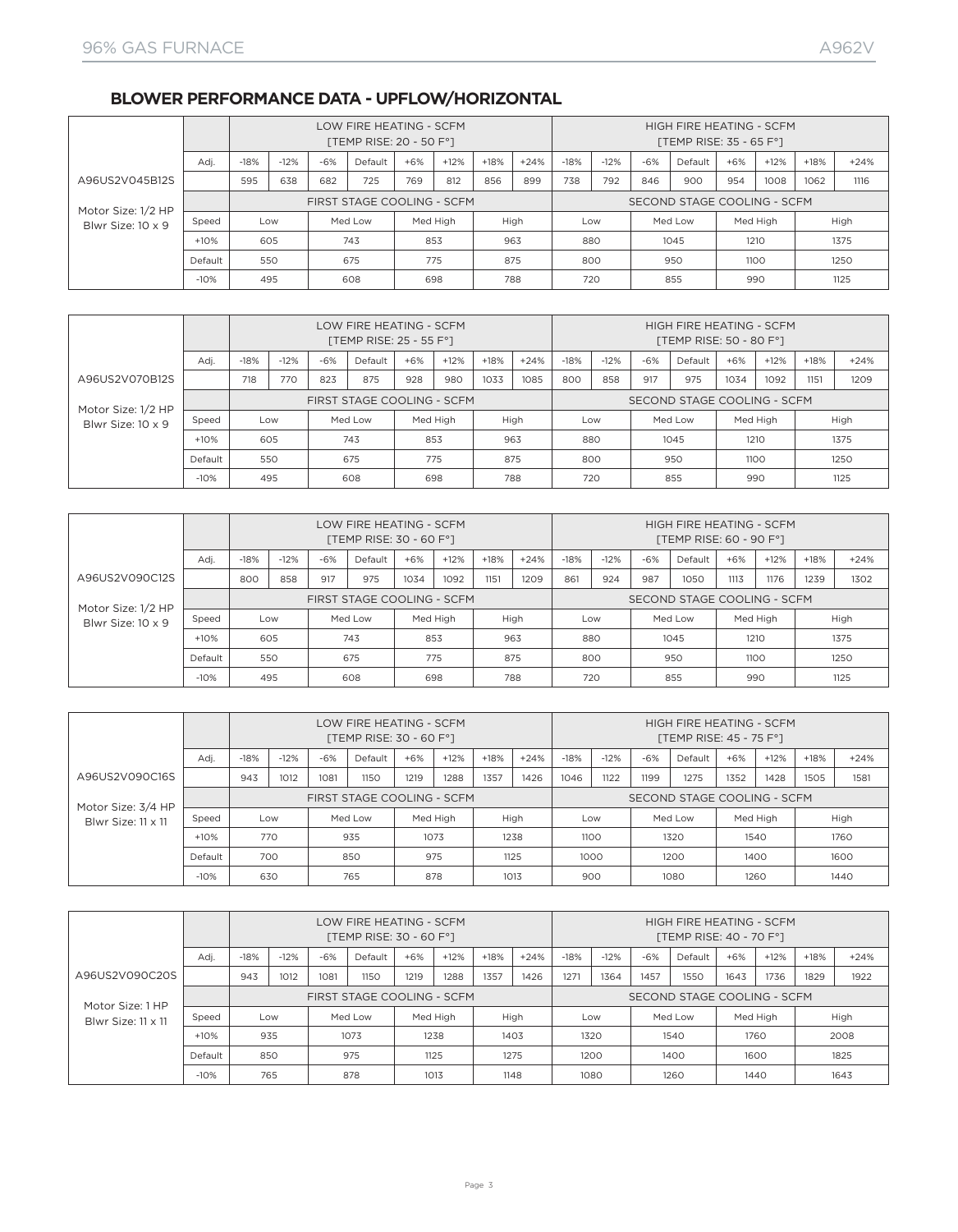## BLOWER PERFORMANCE DATA - UPFLOW/HORIZONTAL

| | | LOW FIRE HEATING - SCFM [TEMP RISE: 20 - 50 F°] | | | | | | | | HIGH FIRE HEATING - SCFM [TEMP RISE: 35 - 65 F°] | | | | | | | |
|---|---|---|---|---|---|---|---|---|---|---|---|---|---|---|---|---|---|
| | Adj. | -18% | -12% | -6% | Default | +6% | +12% | +18% | +24% | -18% | -12% | -6% | Default | +6% | +12% | +18% | +24% |
| A96US2V045B12S | | 595 | 638 | 682 | 725 | 769 | 812 | 856 | 899 | 738 | 792 | 846 | 900 | 954 | 1008 | 1062 | 1116 |
| Motor Size: 1/2 HP Blwr Size: 10 x 9 | | FIRST STAGE COOLING - SCFM | | | | | | | | SECOND STAGE COOLING - SCFM | | | | | | | |
| | Speed | Low | | Med Low | | Med High | | High | | Low | | Med Low | | Med High | | High | |
| | +10% | 605 | | 743 | | 853 | | 963 | | 880 | | 1045 | | 1210 | | 1375 | |
| | Default | 550 | | 675 | | 775 | | 875 | | 800 | | 950 | | 1100 | | 1250 | |
| | -10% | 495 | | 608 | | 698 | | 788 | | 720 | | 855 | | 990 | | 1125 | |

| | | LOW FIRE HEATING - SCFM [TEMP RISE: 25 - 55 F°] | | | | | | | | HIGH FIRE HEATING - SCFM [TEMP RISE: 50 - 80 F°] | | | | | | | |
|---|---|---|---|---|---|---|---|---|---|---|---|---|---|---|---|---|---|
| | Adj. | -18% | -12% | -6% | Default | +6% | +12% | +18% | +24% | -18% | -12% | -6% | Default | +6% | +12% | +18% | +24% |
| A96US2V070B12S | | 718 | 770 | 823 | 875 | 928 | 980 | 1033 | 1085 | 800 | 858 | 917 | 975 | 1034 | 1092 | 1151 | 1209 |
| Motor Size: 1/2 HP Blwr Size: 10 x 9 | | FIRST STAGE COOLING - SCFM | | | | | | | | SECOND STAGE COOLING - SCFM | | | | | | | |
| | Speed | Low | | Med Low | | Med High | | High | | Low | | Med Low | | Med High | | High | |
| | +10% | 605 | | 743 | | 853 | | 963 | | 880 | | 1045 | | 1210 | | 1375 | |
| | Default | 550 | | 675 | | 775 | | 875 | | 800 | | 950 | | 1100 | | 1250 | |
| | -10% | 495 | | 608 | | 698 | | 788 | | 720 | | 855 | | 990 | | 1125 | |

| | | LOW FIRE HEATING - SCFM [TEMP RISE: 30 - 60 F°] | | | | | | | | HIGH FIRE HEATING - SCFM [TEMP RISE: 60 - 90 F°] | | | | | | | |
|---|---|---|---|---|---|---|---|---|---|---|---|---|---|---|---|---|---|
| | Adj. | -18% | -12% | -6% | Default | +6% | +12% | +18% | +24% | -18% | -12% | -6% | Default | +6% | +12% | +18% | +24% |
| A96US2V090C12S | | 800 | 858 | 917 | 975 | 1034 | 1092 | 1151 | 1209 | 861 | 924 | 987 | 1050 | 1113 | 1176 | 1239 | 1302 |
| Motor Size: 1/2 HP Blwr Size: 10 x 9 | | FIRST STAGE COOLING - SCFM | | | | | | | | SECOND STAGE COOLING - SCFM | | | | | | | |
| | Speed | Low | | Med Low | | Med High | | High | | Low | | Med Low | | Med High | | High | |
| | +10% | 605 | | 743 | | 853 | | 963 | | 880 | | 1045 | | 1210 | | 1375 | |
| | Default | 550 | | 675 | | 775 | | 875 | | 800 | | 950 | | 1100 | | 1250 | |
| | -10% | 495 | | 608 | | 698 | | 788 | | 720 | | 855 | | 990 | | 1125 | |

| | | LOW FIRE HEATING - SCFM [TEMP RISE: 30 - 60 F°] | | | | | | | | HIGH FIRE HEATING - SCFM [TEMP RISE: 45 - 75 F°] | | | | | | | |
|---|---|---|---|---|---|---|---|---|---|---|---|---|---|---|---|---|---|
| | Adj. | -18% | -12% | -6% | Default | +6% | +12% | +18% | +24% | -18% | -12% | -6% | Default | +6% | +12% | +18% | +24% |
| A96US2V090C16S | | 943 | 1012 | 1081 | 1150 | 1219 | 1288 | 1357 | 1426 | 1046 | 1122 | 1199 | 1275 | 1352 | 1428 | 1505 | 1581 |
| Motor Size: 3/4 HP Blwr Size: 11 x 11 | | FIRST STAGE COOLING - SCFM | | | | | | | | SECOND STAGE COOLING - SCFM | | | | | | | |
| | Speed | Low | | Med Low | | Med High | | High | | Low | | Med Low | | Med High | | High | |
| | +10% | 770 | | 935 | | 1073 | | 1238 | | 1100 | | 1320 | | 1540 | | 1760 | |
| | Default | 700 | | 850 | | 975 | | 1125 | | 1000 | | 1200 | | 1400 | | 1600 | |
| | -10% | 630 | | 765 | | 878 | | 1013 | | 900 | | 1080 | | 1260 | | 1440 | |

| | | LOW FIRE HEATING - SCFM [TEMP RISE: 30 - 60 F°] | | | | | | | | HIGH FIRE HEATING - SCFM [TEMP RISE: 40 - 70 F°] | | | | | | | |
|---|---|---|---|---|---|---|---|---|---|---|---|---|---|---|---|---|---|
| | Adj. | -18% | -12% | -6% | Default | +6% | +12% | +18% | +24% | -18% | -12% | -6% | Default | +6% | +12% | +18% | +24% |
| A96US2V090C20S | | 943 | 1012 | 1081 | 1150 | 1219 | 1288 | 1357 | 1426 | 1271 | 1364 | 1457 | 1550 | 1643 | 1736 | 1829 | 1922 |
| Motor Size: 1 HP Blwr Size: 11 x 11 | | FIRST STAGE COOLING - SCFM | | | | | | | | SECOND STAGE COOLING - SCFM | | | | | | | |
| | Speed | Low | | Med Low | | Med High | | High | | Low | | Med Low | | Med High | | High | |
| | +10% | 935 | | 1073 | | 1238 | | 1403 | | 1320 | | 1540 | | 1760 | | 2008 | |
| | Default | 850 | | 975 | | 1125 | | 1275 | | 1200 | | 1400 | | 1600 | | 1825 | |
| | -10% | 765 | | 878 | | 1013 | | 1148 | | 1080 | | 1260 | | 1440 | | 1643 | |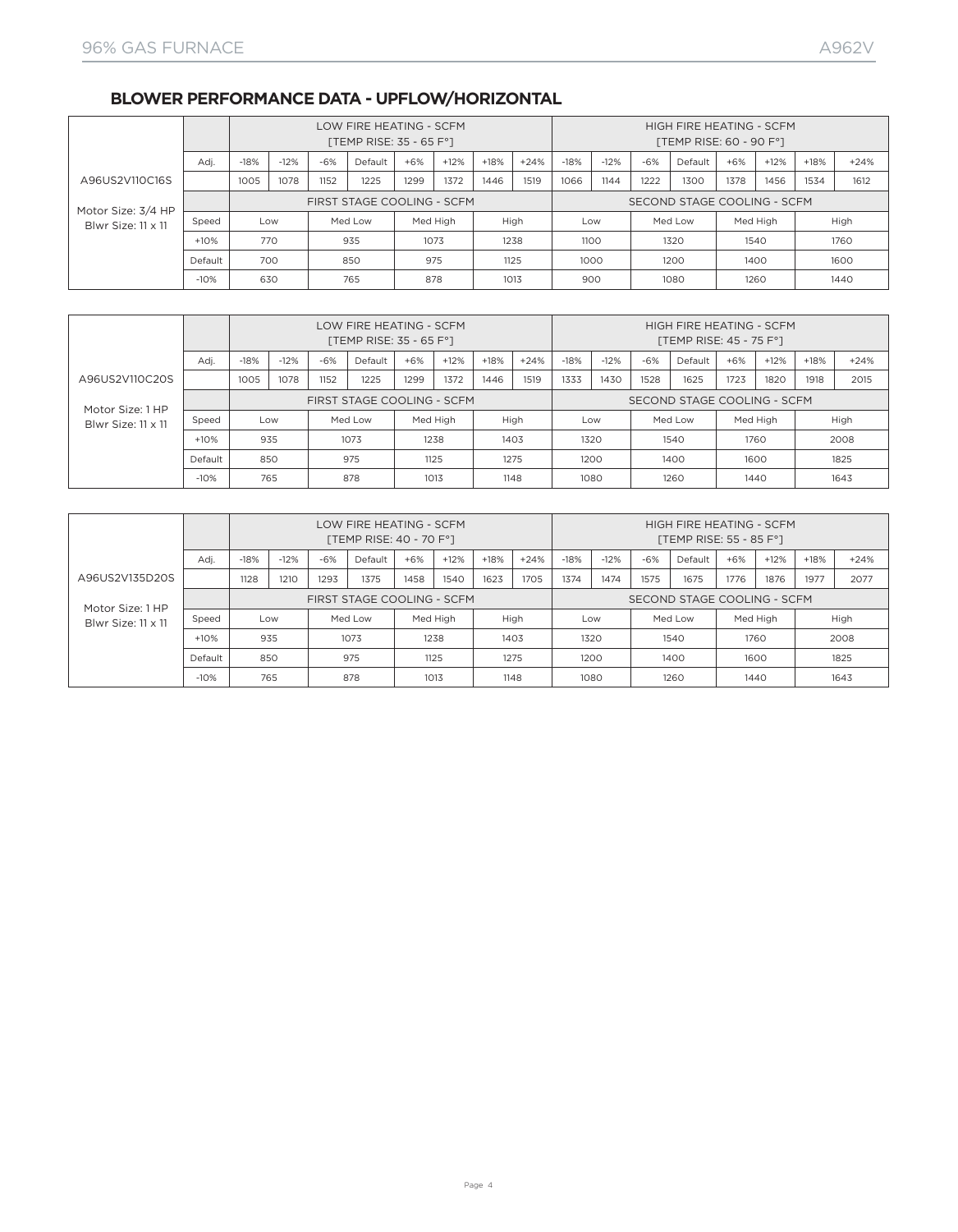## BLOWER PERFORMANCE DATA - UPFLOW/HORIZONTAL

| | | LOW FIRE HEATING - SCFM [TEMP RISE: 35 - 65 F°] | | | | | | | | HIGH FIRE HEATING - SCFM [TEMP RISE: 60 - 90 F°] | | | | | | | |
|---|---|---|---|---|---|---|---|---|---|---|---|---|---|---|---|---|---|
| | Adj. | -18% | -12% | -6% | Default | +6% | +12% | +18% | +24% | -18% | -12% | -6% | Default | +6% | +12% | +18% | +24% |
| A96US2V110C16S | | 1005 | 1078 | 1152 | 1225 | 1299 | 1372 | 1446 | 1519 | 1066 | 1144 | 1222 | 1300 | 1378 | 1456 | 1534 | 1612 |
| Motor Size: 3/4 HP Blwr Size: 11 x 11 | | FIRST STAGE COOLING - SCFM | | | | | | | | SECOND STAGE COOLING - SCFM | | | | | | | |
| | Speed | Low | | Med Low | | Med High | | High | | Low | | Med Low | | Med High | | High | |
| | +10% | 770 | | 935 | | 1073 | | 1238 | | 1100 | | 1320 | | 1540 | | 1760 | |
| | Default | 700 | | 850 | | 975 | | 1125 | | 1000 | | 1200 | | 1400 | | 1600 | |
| | -10% | 630 | | 765 | | 878 | | 1013 | | 900 | | 1080 | | 1260 | | 1440 | |

| | | LOW FIRE HEATING - SCFM [TEMP RISE: 35 - 65 F°] | | | | | | | | HIGH FIRE HEATING - SCFM [TEMP RISE: 45 - 75 F°] | | | | | | | |
|---|---|---|---|---|---|---|---|---|---|---|---|---|---|---|---|---|---|
| | Adj. | -18% | -12% | -6% | Default | +6% | +12% | +18% | +24% | -18% | -12% | -6% | Default | +6% | +12% | +18% | +24% |
| A96US2V110C20S | | 1005 | 1078 | 1152 | 1225 | 1299 | 1372 | 1446 | 1519 | 1333 | 1430 | 1528 | 1625 | 1723 | 1820 | 1918 | 2015 |
| Motor Size: 1 HP Blwr Size: 11 x 11 | | FIRST STAGE COOLING - SCFM | | | | | | | | SECOND STAGE COOLING - SCFM | | | | | | | |
| | Speed | Low | | Med Low | | Med High | | High | | Low | | Med Low | | Med High | | High | |
| | +10% | 935 | | 1073 | | 1238 | | 1403 | | 1320 | | 1540 | | 1760 | | 2008 | |
| | Default | 850 | | 975 | | 1125 | | 1275 | | 1200 | | 1400 | | 1600 | | 1825 | |
| | -10% | 765 | | 878 | | 1013 | | 1148 | | 1080 | | 1260 | | 1440 | | 1643 | |

| | | LOW FIRE HEATING - SCFM [TEMP RISE: 40 - 70 F°] | | | | | | | | HIGH FIRE HEATING - SCFM [TEMP RISE: 55 - 85 F°] | | | | | | | |
|---|---|---|---|---|---|---|---|---|---|---|---|---|---|---|---|---|---|
| | Adj. | -18% | -12% | -6% | Default | +6% | +12% | +18% | +24% | -18% | -12% | -6% | Default | +6% | +12% | +18% | +24% |
| A96US2V135D20S | | 1128 | 1210 | 1293 | 1375 | 1458 | 1540 | 1623 | 1705 | 1374 | 1474 | 1575 | 1675 | 1776 | 1876 | 1977 | 2077 |
| Motor Size: 1 HP Blwr Size: 11 x 11 | | FIRST STAGE COOLING - SCFM | | | | | | | | SECOND STAGE COOLING - SCFM | | | | | | | |
| | Speed | Low | | Med Low | | Med High | | High | | Low | | Med Low | | Med High | | High | |
| | +10% | 935 | | 1073 | | 1238 | | 1403 | | 1320 | | 1540 | | 1760 | | 2008 | |
| | Default | 850 | | 975 | | 1125 | | 1275 | | 1200 | | 1400 | | 1600 | | 1825 | |
| | -10% | 765 | | 878 | | 1013 | | 1148 | | 1080 | | 1260 | | 1440 | | 1643 | |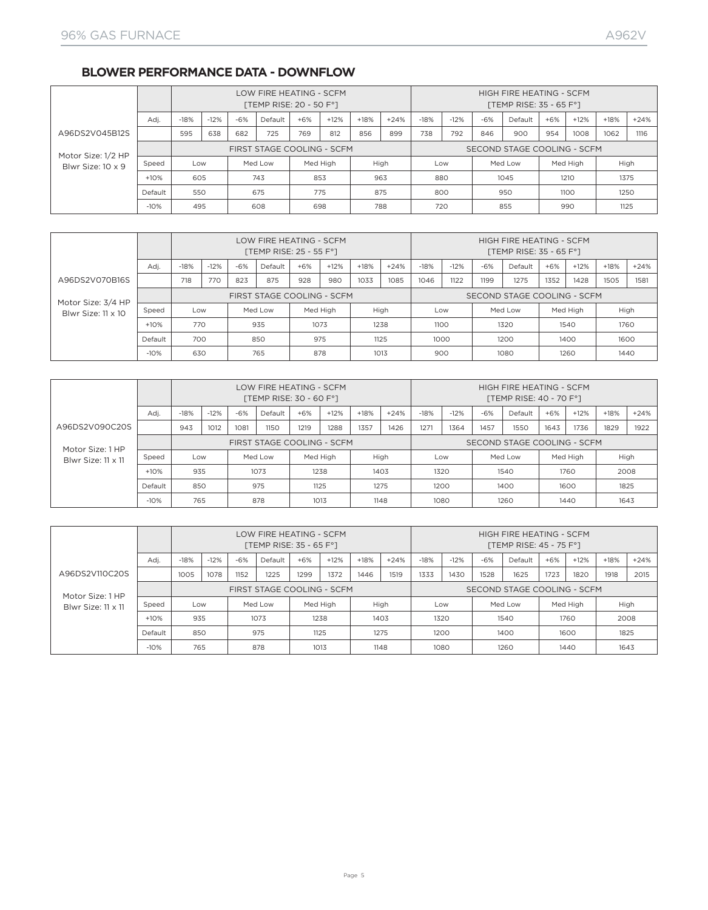## BLOWER PERFORMANCE DATA - DOWNFLOW

| | | LOW FIRE HEATING - SCFM [TEMP RISE: 20 - 50 F°] | | | | | | | | HIGH FIRE HEATING - SCFM [TEMP RISE: 35 - 65 F°] | | | | | | | |
|---|---|---|---|---|---|---|---|---|---|---|---|---|---|---|---|---|---|
| | Adj. | -18% | -12% | -6% | Default | +6% | +12% | +18% | +24% | -18% | -12% | -6% | Default | +6% | +12% | +18% | +24% |
| A96DS2V045B12S | | 595 | 638 | 682 | 725 | 769 | 812 | 856 | 899 | 738 | 792 | 846 | 900 | 954 | 1008 | 1062 | 1116 |
| Motor Size: 1/2 HP Blwr Size: 10 x 9 | | FIRST STAGE COOLING - SCFM | | | | | | | | SECOND STAGE COOLING - SCFM | | | | | | | |
| | Speed | Low | | Med Low | | Med High | | High | | Low | | Med Low | | Med High | | High | |
| | +10% | 605 | | 743 | | 853 | | 963 | | 880 | | 1045 | | 1210 | | 1375 | |
| | Default | 550 | | 675 | | 775 | | 875 | | 800 | | 950 | | 1100 | | 1250 | |
| | -10% | 495 | | 608 | | 698 | | 788 | | 720 | | 855 | | 990 | | 1125 | |

| | | LOW FIRE HEATING - SCFM [TEMP RISE: 25 - 55 F°] | | | | | | | | HIGH FIRE HEATING - SCFM [TEMP RISE: 35 - 65 F°] | | | | | | | |
|---|---|---|---|---|---|---|---|---|---|---|---|---|---|---|---|---|---|
| | Adj. | -18% | -12% | -6% | Default | +6% | +12% | +18% | +24% | -18% | -12% | -6% | Default | +6% | +12% | +18% | +24% |
| A96DS2V070B16S | | 718 | 770 | 823 | 875 | 928 | 980 | 1033 | 1085 | 1046 | 1122 | 1199 | 1275 | 1352 | 1428 | 1505 | 1581 |
| Motor Size: 3/4 HP Blwr Size: 11 x 10 | | FIRST STAGE COOLING - SCFM | | | | | | | | SECOND STAGE COOLING - SCFM | | | | | | | |
| | Speed | Low | | Med Low | | Med High | | High | | Low | | Med Low | | Med High | | High | |
| | +10% | 770 | | 935 | | 1073 | | 1238 | | 1100 | | 1320 | | 1540 | | 1760 | |
| | Default | 700 | | 850 | | 975 | | 1125 | | 1000 | | 1200 | | 1400 | | 1600 | |
| | -10% | 630 | | 765 | | 878 | | 1013 | | 900 | | 1080 | | 1260 | | 1440 | |

| | | LOW FIRE HEATING - SCFM [TEMP RISE: 30 - 60 F°] | | | | | | | | HIGH FIRE HEATING - SCFM [TEMP RISE: 40 - 70 F°] | | | | | | | |
|---|---|---|---|---|---|---|---|---|---|---|---|---|---|---|---|---|---|
| | Adj. | -18% | -12% | -6% | Default | +6% | +12% | +18% | +24% | -18% | -12% | -6% | Default | +6% | +12% | +18% | +24% |
| A96DS2V090C20S | | 943 | 1012 | 1081 | 1150 | 1219 | 1288 | 1357 | 1426 | 1271 | 1364 | 1457 | 1550 | 1643 | 1736 | 1829 | 1922 |
| Motor Size: 1 HP Blwr Size: 11 x 11 | | FIRST STAGE COOLING - SCFM | | | | | | | | SECOND STAGE COOLING - SCFM | | | | | | | |
| | Speed | Low | | Med Low | | Med High | | High | | Low | | Med Low | | Med High | | High | |
| | +10% | 935 | | 1073 | | 1238 | | 1403 | | 1320 | | 1540 | | 1760 | | 2008 | |
| | Default | 850 | | 975 | | 1125 | | 1275 | | 1200 | | 1400 | | 1600 | | 1825 | |
| | -10% | 765 | | 878 | | 1013 | | 1148 | | 1080 | | 1260 | | 1440 | | 1643 | |

| | | LOW FIRE HEATING - SCFM [TEMP RISE: 35 - 65 F°] | | | | | | | | HIGH FIRE HEATING - SCFM [TEMP RISE: 45 - 75 F°] | | | | | | | |
|---|---|---|---|---|---|---|---|---|---|---|---|---|---|---|---|---|---|
| | Adj. | -18% | -12% | -6% | Default | +6% | +12% | +18% | +24% | -18% | -12% | -6% | Default | +6% | +12% | +18% | +24% |
| A96DS2V110C20S | | 1005 | 1078 | 1152 | 1225 | 1299 | 1372 | 1446 | 1519 | 1333 | 1430 | 1528 | 1625 | 1723 | 1820 | 1918 | 2015 |
| Motor Size: 1 HP Blwr Size: 11 x 11 | | FIRST STAGE COOLING - SCFM | | | | | | | | SECOND STAGE COOLING - SCFM | | | | | | | |
| | Speed | Low | | Med Low | | Med High | | High | | Low | | Med Low | | Med High | | High | |
| | +10% | 935 | | 1073 | | 1238 | | 1403 | | 1320 | | 1540 | | 1760 | | 2008 | |
| | Default | 850 | | 975 | | 1125 | | 1275 | | 1200 | | 1400 | | 1600 | | 1825 | |
| | -10% | 765 | | 878 | | 1013 | | 1148 | | 1080 | | 1260 | | 1440 | | 1643 | |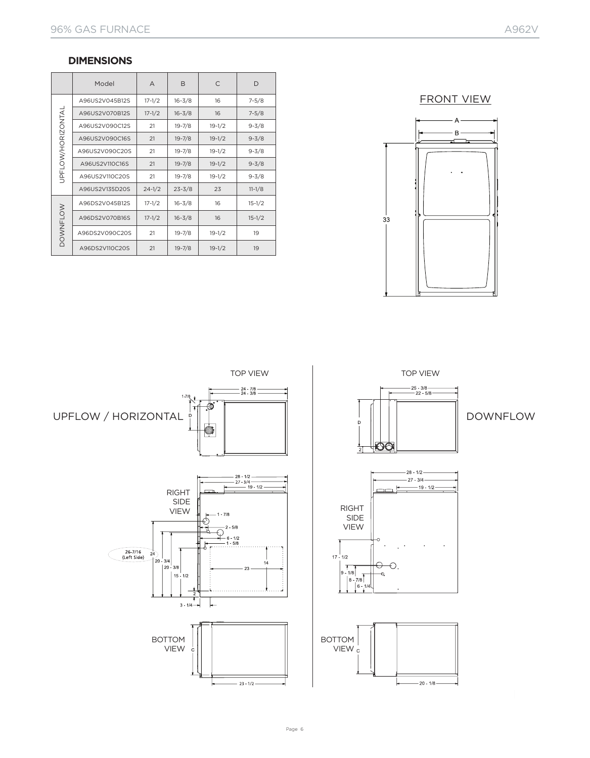## DIMENSIONS

| | Model | A | B | C | D |
|---|---|---|---|---|---|
| UPFLOW/HORIZONTAL | A96US2V045B12S | 17-1/2 | 16-3/8 | 16 | 7-5/8 |
| | A96US2V070B12S | 17-1/2 | 16-3/8 | 16 | 7-5/8 |
| | A96US2V090C12S | 21 | 19-7/8 | 19-1/2 | 9-3/8 |
| | A96US2V090C16S | 21 | 19-7/8 | 19-1/2 | 9-3/8 |
| | A96US2V090C20S | 21 | 19-7/8 | 19-1/2 | 9-3/8 |
| | A96US2V110C16S | 21 | 19-7/8 | 19-1/2 | 9-3/8 |
| | A96US2V110C20S | 21 | 19-7/8 | 19-1/2 | 9-3/8 |
| | A96US2V135D20S | 24-1/2 | 23-3/8 | 23 | 11-1/8 |
| DOWNFLOW | A96DS2V045B12S | 17-1/2 | 16-3/8 | 16 | 15-1/2 |
| | A96DS2V070B16S | 17-1/2 | 16-3/8 | 16 | 15-1/2 |
| | A96DS2V090C20S | 21 | 19-7/8 | 19-1/2 | 19 |
| | A96DS2V110C20S | 21 | 19-7/8 | 19-1/2 | 19 |

FRONT VIEW

A
B
33

UPFLOW / HORIZONTAL

TOP VIEW

24 - 7/8
24 - 3/8
1-7/8
D

RIGHT SIDE VIEW

28 - 1/2
27 - 3/4
19 - 1/2
1 - 7/8
2 - 5/8
6 - 1/2
1 - 5/8
26-7/16 (Left Side)
24
20 - 3/4
20 - 3/8
15 - 1/2
2
3 - 1/4
23
14

BOTTOM VIEW

C
23 - 1/2

DOWNFLOW

TOP VIEW

25 - 3/8
22 - 5/8
D
2

RIGHT SIDE VIEW

28 - 1/2
27 - 3/4
19 - 1/2
17 - 1/2
9 - 1/8
8 - 7/8
6 - 1/4

BOTTOM VIEW

C
20 - 1/8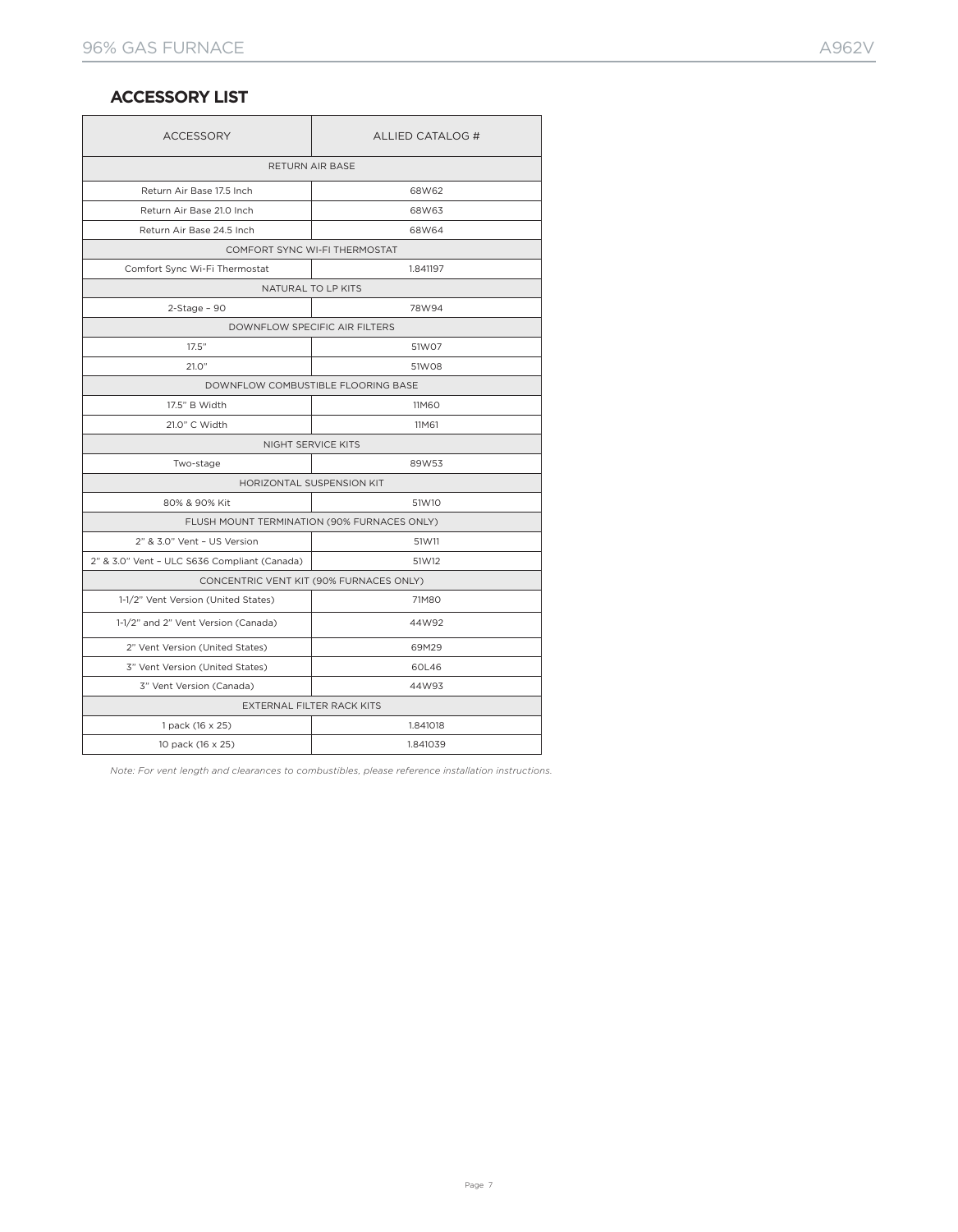## ACCESSORY LIST

| ACCESSORY | ALLIED CATALOG # |
|---|---|
| RETURN AIR BASE | |
| Return Air Base 17.5 Inch | 68W62 |
| Return Air Base 21.0 Inch | 68W63 |
| Return Air Base 24.5 Inch | 68W64 |
| COMFORT SYNC WI-FI THERMOSTAT | |
| Comfort Sync Wi-Fi Thermostat | 1.841197 |
| NATURAL TO LP KITS | |
| 2-Stage – 90 | 78W94 |
| DOWNFLOW SPECIFIC AIR FILTERS | |
| 17.5" | 51W07 |
| 21.0" | 51W08 |
| DOWNFLOW COMBUSTIBLE FLOORING BASE | |
| 17.5" B Width | 11M60 |
| 21.0" C Width | 11M61 |
| NIGHT SERVICE KITS | |
| Two-stage | 89W53 |
| HORIZONTAL SUSPENSION KIT | |
| 80% & 90% Kit | 51W10 |
| FLUSH MOUNT TERMINATION (90% FURNACES ONLY) | |
| 2" & 3.0" Vent – US Version | 51W11 |
| 2" & 3.0" Vent – ULC S636 Compliant (Canada) | 51W12 |
| CONCENTRIC VENT KIT (90% FURNACES ONLY) | |
| 1-1/2" Vent Version (United States) | 71M80 |
| 1-1/2" and 2" Vent Version (Canada) | 44W92 |
| 2" Vent Version (United States) | 69M29 |
| 3" Vent Version (United States) | 60L46 |
| 3" Vent Version (Canada) | 44W93 |
| EXTERNAL FILTER RACK KITS | |
| 1 pack (16 x 25) | 1.841018 |
| 10 pack (16 x 25) | 1.841039 |

*Note: For vent length and clearances to combustibles, please reference installation instructions.*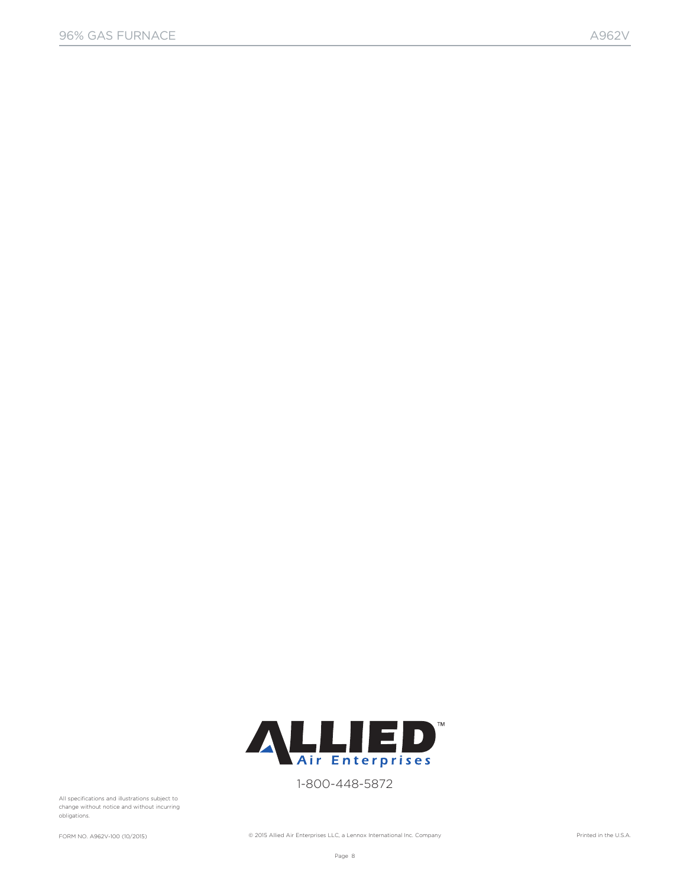ALLIED™ Air Enterprises

1-800-448-5872

All specifications and illustrations subject to change without notice and without incurring obligations.

FORM NO. A962V-100 (10/2015)

© 2015 Allied Air Enterprises LLC, a Lennox International Inc. Company

Printed in the U.S.A.